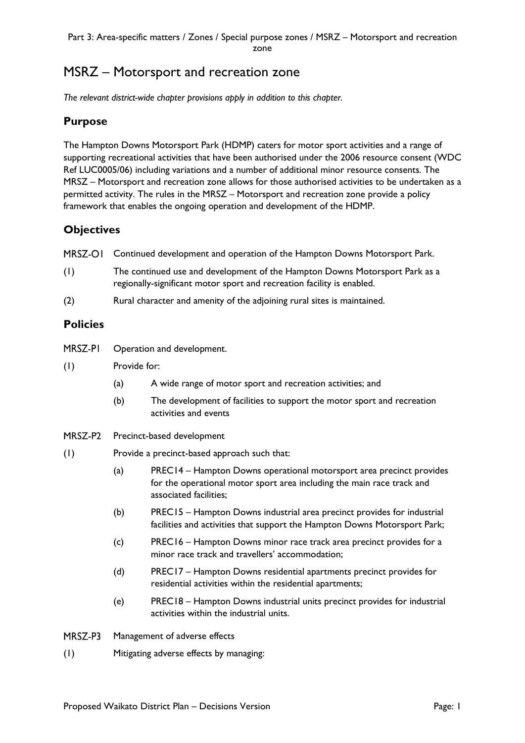# MSRZ – Motorsport and recreation zone

*The relevant district-wide chapter provisions apply in addition to this chapter.*

## Purpose

The Hampton Downs Motorsport Park (HDMP) caters for motor sport activities and a range of supporting recreational activities that have been authorised under the 2006 resource consent (WDC Ref LUC0005/06) including variations and a number of additional minor resource consents. The MRSZ – Motorsport and recreation zone allows for those authorised activities to be undertaken as a permitted activity. The rules in the MRSZ – Motorsport and recreation zone provide a policy framework that enables the ongoing operation and development of the HDMP.

## Objectives

MRSZ-O1 Continued development and operation of the Hampton Downs Motorsport Park.

(1) The continued use and development of the Hampton Downs Motorsport Park as a regionally-significant motor sport and recreation facility is enabled.

(2) Rural character and amenity of the adjoining rural sites is maintained.

## Policies

MRSZ-P1 Operation and development.

(1) Provide for:

- (a) A wide range of motor sport and recreation activities; and
- (b) The development of facilities to support the motor sport and recreation activities and events

MRSZ-P2 Precinct-based development

(1) Provide a precinct-based approach such that:

- (a) PREC14 – Hampton Downs operational motorsport area precinct provides for the operational motor sport area including the main race track and associated facilities;
- (b) PREC15 – Hampton Downs industrial area precinct provides for industrial facilities and activities that support the Hampton Downs Motorsport Park;
- (c) PREC16 – Hampton Downs minor race track area precinct provides for a minor race track and travellers' accommodation;
- (d) PREC17 – Hampton Downs residential apartments precinct provides for residential activities within the residential apartments;
- (e) PREC18 – Hampton Downs industrial units precinct provides for industrial activities within the industrial units.

MRSZ-P3 Management of adverse effects

(1) Mitigating adverse effects by managing: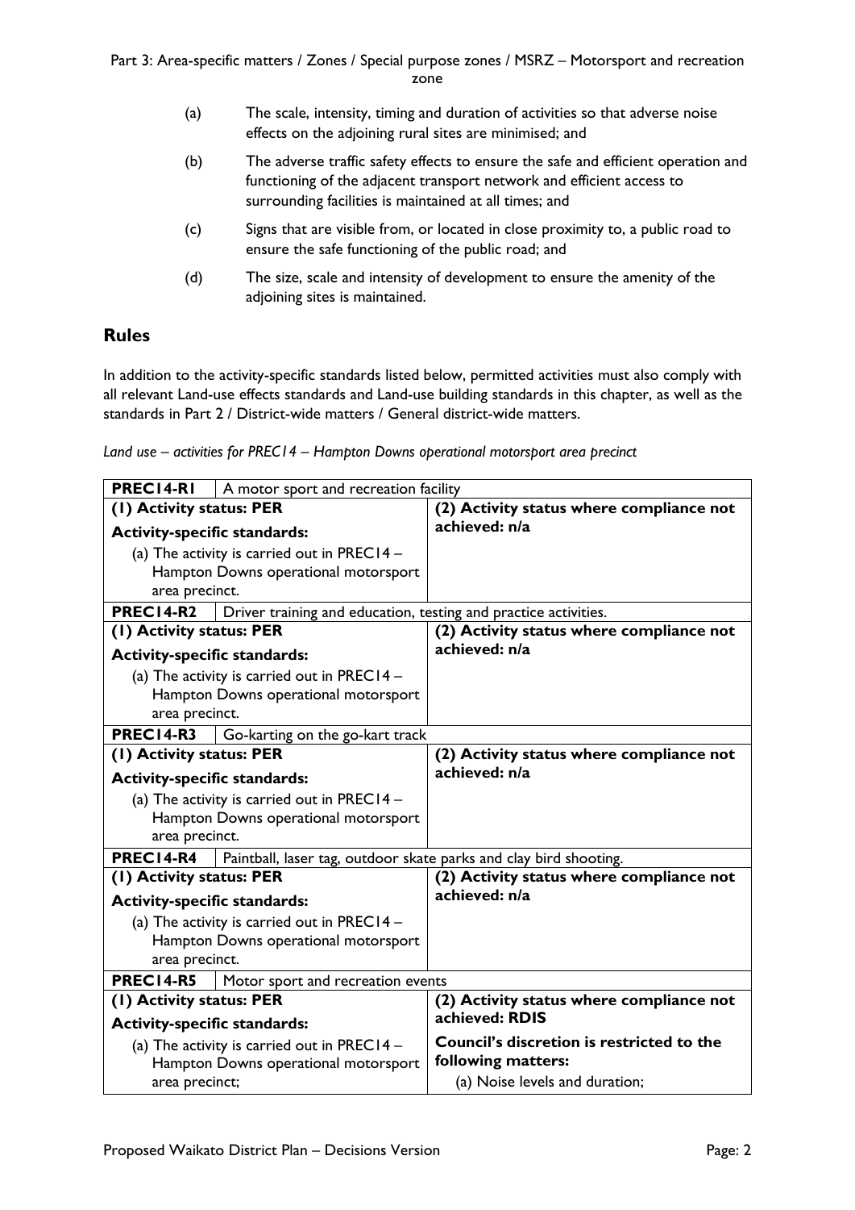(a) The scale, intensity, timing and duration of activities so that adverse noise effects on the adjoining rural sites are minimised; and

(b) The adverse traffic safety effects to ensure the safe and efficient operation and functioning of the adjacent transport network and efficient access to surrounding facilities is maintained at all times; and

(c) Signs that are visible from, or located in close proximity to, a public road to ensure the safe functioning of the public road; and

(d) The size, scale and intensity of development to ensure the amenity of the adjoining sites is maintained.

## Rules

In addition to the activity-specific standards listed below, permitted activities must also comply with all relevant Land-use effects standards and Land-use building standards in this chapter, as well as the standards in Part 2 / District-wide matters / General district-wide matters.

*Land use – activities for PREC14 – Hampton Downs operational motorsport area precinct*

| **PREC14-R1** | A motor sport and recreation facility |
|---|---|
| **(1) Activity status: PER**<br>**Activity-specific standards:**<br>(a) The activity is carried out in PREC14 – Hampton Downs operational motorsport area precinct. | **(2) Activity status where compliance not achieved: n/a** |
| **PREC14-R2** | Driver training and education, testing and practice activities. |
| **(1) Activity status: PER**<br>**Activity-specific standards:**<br>(a) The activity is carried out in PREC14 – Hampton Downs operational motorsport area precinct. | **(2) Activity status where compliance not achieved: n/a** |
| **PREC14-R3** | Go-karting on the go-kart track |
| **(1) Activity status: PER**<br>**Activity-specific standards:**<br>(a) The activity is carried out in PREC14 – Hampton Downs operational motorsport area precinct. | **(2) Activity status where compliance not achieved: n/a** |
| **PREC14-R4** | Paintball, laser tag, outdoor skate parks and clay bird shooting. |
| **(1) Activity status: PER**<br>**Activity-specific standards:**<br>(a) The activity is carried out in PREC14 – Hampton Downs operational motorsport area precinct. | **(2) Activity status where compliance not achieved: n/a** |
| **PREC14-R5** | Motor sport and recreation events |
| **(1) Activity status: PER**<br>**Activity-specific standards:**<br>(a) The activity is carried out in PREC14 – Hampton Downs operational motorsport area precinct; | **(2) Activity status where compliance not achieved: RDIS**<br>**Council's discretion is restricted to the following matters:**<br>(a) Noise levels and duration; |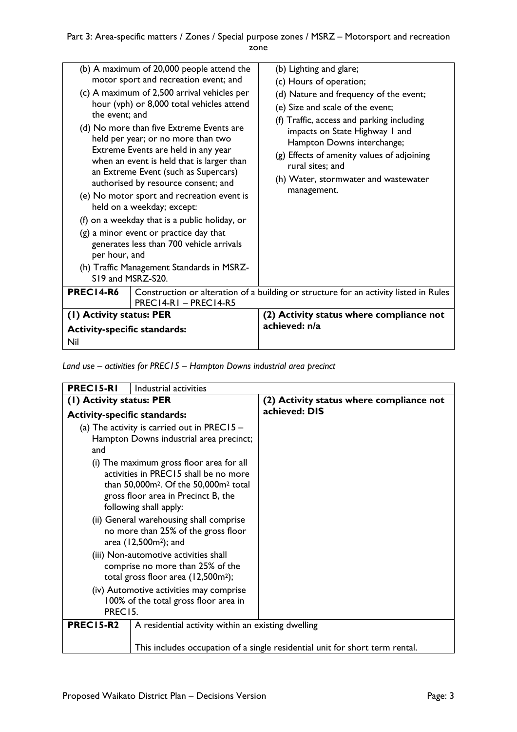| | | |
|---|---|---|
| (b) A maximum of 20,000 people attend the motor sport and recreation event; and<br>(c) A maximum of 2,500 arrival vehicles per hour (vph) or 8,000 total vehicles attend the event; and<br>(d) No more than five Extreme Events are held per year; or no more than two Extreme Events are held in any year when an event is held that is larger than an Extreme Event (such as Supercars) authorised by resource consent; and<br>(e) No motor sport and recreation event is held on a weekday; except:<br>(f) on a weekday that is a public holiday, or<br>(g) a minor event or practice day that generates less than 700 vehicle arrivals per hour, and<br>(h) Traffic Management Standards in MSRZ-S19 and MSRZ-S20. | | (b) Lighting and glare;<br>(c) Hours of operation;<br>(d) Nature and frequency of the event;<br>(e) Size and scale of the event;<br>(f) Traffic, access and parking including impacts on State Highway 1 and Hampton Downs interchange;<br>(g) Effects of amenity values of adjoining rural sites; and<br>(h) Water, stormwater and wastewater management. |
| **PREC14-R6** | Construction or alteration of a building or structure for an activity listed in Rules PREC14-R1 – PREC14-R5 | |
| **(1) Activity status: PER**<br>**Activity-specific standards:**<br>Nil | | **(2) Activity status where compliance not achieved: n/a** |

*Land use – activities for PREC15 – Hampton Downs industrial area precinct*

| | | |
|---|---|---|
| **PREC15-R1** | Industrial activities | |
| **(1) Activity status: PER**<br>**Activity-specific standards:**<br>(a) The activity is carried out in PREC15 – Hampton Downs industrial area precinct; and<br>(i) The maximum gross floor area for all activities in PREC15 shall be no more than 50,000m². Of the 50,000m² total gross floor area in Precinct B, the following shall apply:<br>(ii) General warehousing shall comprise no more than 25% of the gross floor area (12,500m²); and<br>(iii) Non-automotive activities shall comprise no more than 25% of the total gross floor area (12,500m²);<br>(iv) Automotive activities may comprise 100% of the total gross floor area in PREC15. | | **(2) Activity status where compliance not achieved: DIS** |
| **PREC15-R2** | A residential activity within an existing dwelling<br><br>This includes occupation of a single residential unit for short term rental. | |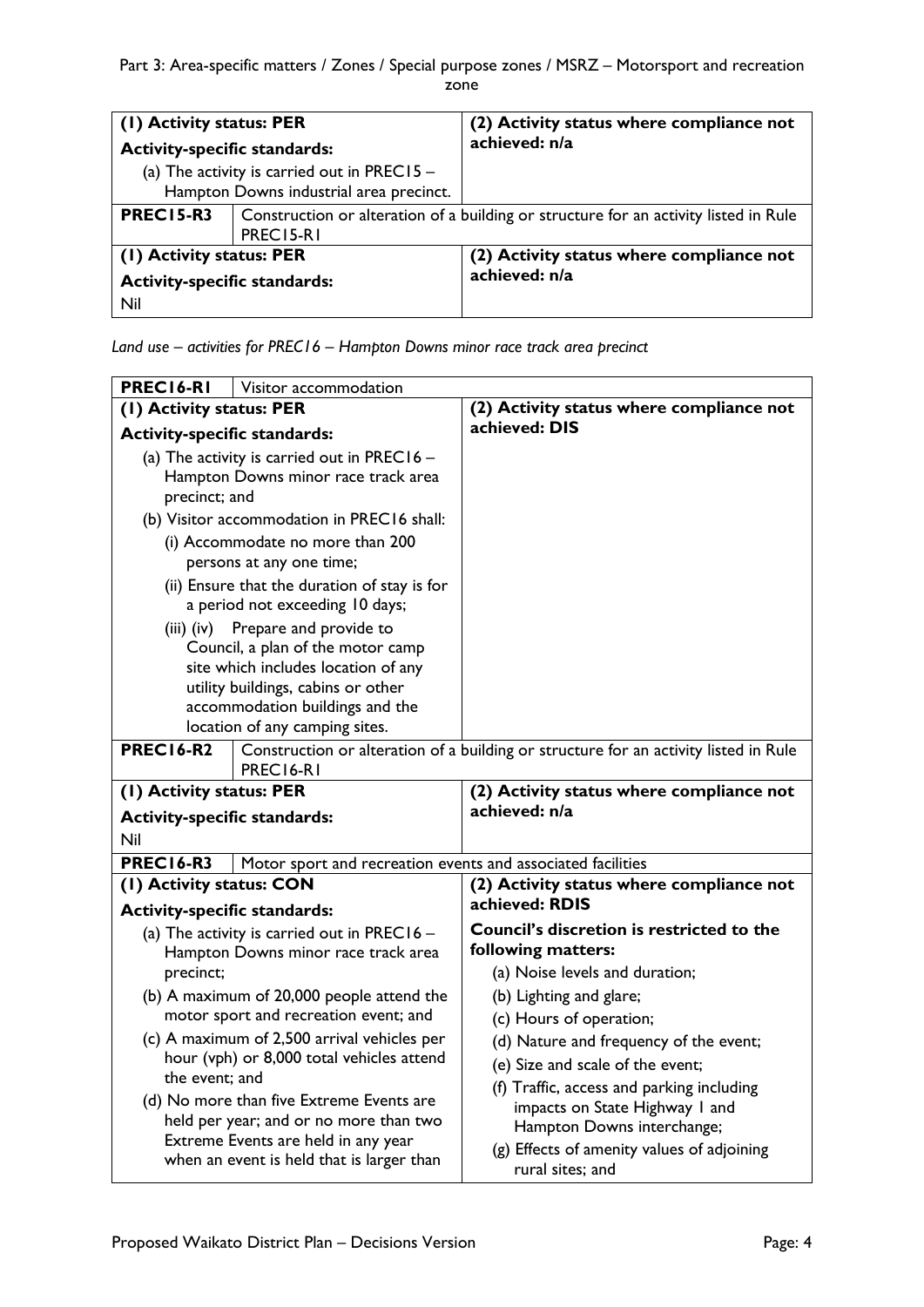| (1) Activity status: PER | | (2) Activity status where compliance not achieved: n/a |
|---|---|---|
| **Activity-specific standards:** (a) The activity is carried out in PREC15 – Hampton Downs industrial area precinct. | | |
| **PREC15-R3** | Construction or alteration of a building or structure for an activity listed in Rule PREC15-R1 | |
| **(1) Activity status: PER** **Activity-specific standards:** Nil | | **(2) Activity status where compliance not achieved: n/a** |

*Land use – activities for PREC16 – Hampton Downs minor race track area precinct*

| PREC16-R1 | Visitor accommodation | |
|---|---|---|
| **(1) Activity status: PER** **Activity-specific standards:** (a) The activity is carried out in PREC16 – Hampton Downs minor race track area precinct; and (b) Visitor accommodation in PREC16 shall: (i) Accommodate no more than 200 persons at any one time; (ii) Ensure that the duration of stay is for a period not exceeding 10 days; (iii) (iv) Prepare and provide to Council, a plan of the motor camp site which includes location of any utility buildings, cabins or other accommodation buildings and the location of any camping sites. | | **(2) Activity status where compliance not achieved: DIS** |
| **PREC16-R2** | Construction or alteration of a building or structure for an activity listed in Rule PREC16-R1 | |
| **(1) Activity status: PER** **Activity-specific standards:** Nil | | **(2) Activity status where compliance not achieved: n/a** |
| **PREC16-R3** | Motor sport and recreation events and associated facilities | |
| **(1) Activity status: CON** **Activity-specific standards:** (a) The activity is carried out in PREC16 – Hampton Downs minor race track area precinct; (b) A maximum of 20,000 people attend the motor sport and recreation event; and (c) A maximum of 2,500 arrival vehicles per hour (vph) or 8,000 total vehicles attend the event; and (d) No more than five Extreme Events are held per year; and or no more than two Extreme Events are held in any year when an event is held that is larger than | | **(2) Activity status where compliance not achieved: RDIS** **Council's discretion is restricted to the following matters:** (a) Noise levels and duration; (b) Lighting and glare; (c) Hours of operation; (d) Nature and frequency of the event; (e) Size and scale of the event; (f) Traffic, access and parking including impacts on State Highway 1 and Hampton Downs interchange; (g) Effects of amenity values of adjoining rural sites; and |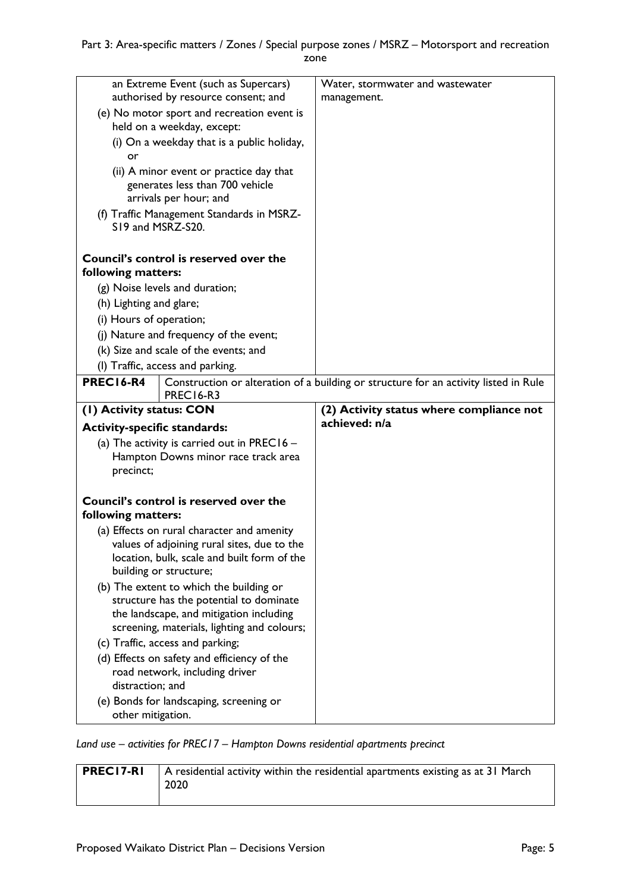| | |
|---|---|
| an Extreme Event (such as Supercars) authorised by resource consent; and<br>(e) No motor sport and recreation event is held on a weekday, except:<br>(i) On a weekday that is a public holiday, or<br>(ii) A minor event or practice day that generates less than 700 vehicle arrivals per hour; and<br>(f) Traffic Management Standards in MSRZ-S19 and MSRZ-S20.<br><br>**Council's control is reserved over the following matters:**<br>(g) Noise levels and duration;<br>(h) Lighting and glare;<br>(i) Hours of operation;<br>(j) Nature and frequency of the event;<br>(k) Size and scale of the events; and<br>(l) Traffic, access and parking. | Water, stormwater and wastewater management. |

| **PREC16-R4** | Construction or alteration of a building or structure for an activity listed in Rule PREC16-R3 |
|---|---|
| **(1) Activity status: CON**<br>**Activity-specific standards:**<br>(a) The activity is carried out in PREC16 – Hampton Downs minor race track area precinct;<br><br>**Council's control is reserved over the following matters:**<br>(a) Effects on rural character and amenity values of adjoining rural sites, due to the location, bulk, scale and built form of the building or structure;<br>(b) The extent to which the building or structure has the potential to dominate the landscape, and mitigation including screening, materials, lighting and colours;<br>(c) Traffic, access and parking;<br>(d) Effects on safety and efficiency of the road network, including driver distraction; and<br>(e) Bonds for landscaping, screening or other mitigation. | **(2) Activity status where compliance not achieved: n/a** |

*Land use – activities for PREC17 – Hampton Downs residential apartments precinct*

| **PREC17-R1** | A residential activity within the residential apartments existing as at 31 March 2020 |
|---|---|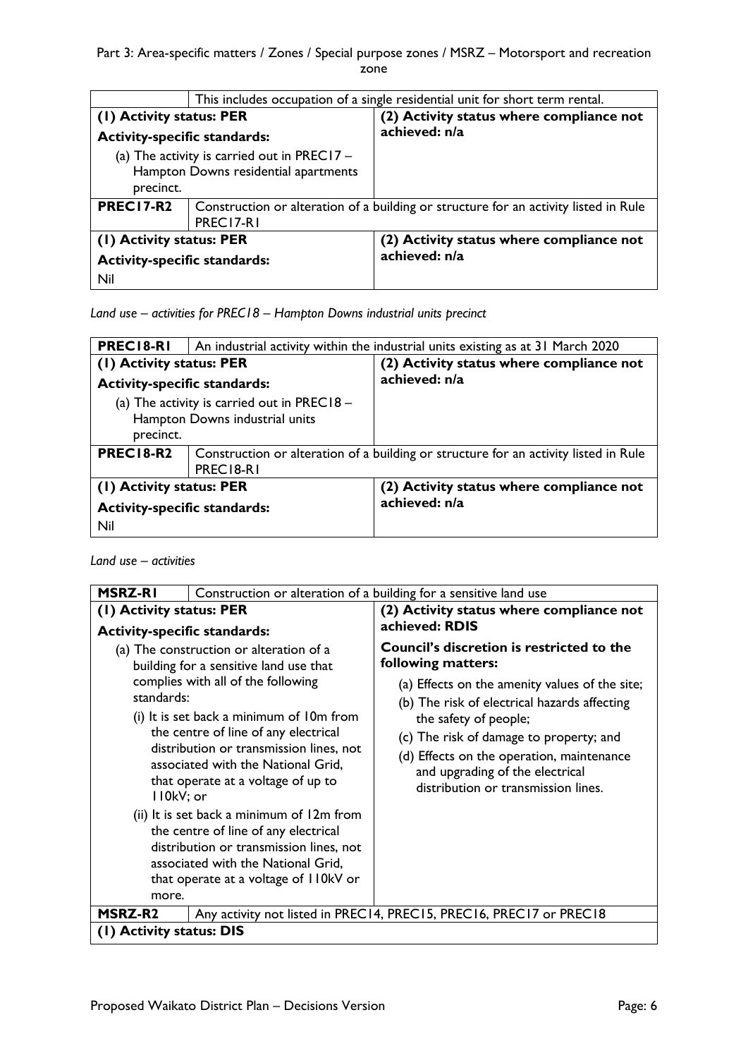| | This includes occupation of a single residential unit for short term rental. |
|---|---|
| **(1) Activity status: PER**<br>**Activity-specific standards:**<br>(a) The activity is carried out in PREC17 – Hampton Downs residential apartments precinct. | **(2) Activity status where compliance not achieved: n/a** |
| **PREC17-R2** | Construction or alteration of a building or structure for an activity listed in Rule PREC17-R1 |
| **(1) Activity status: PER**<br>**Activity-specific standards:**<br>Nil | **(2) Activity status where compliance not achieved: n/a** |

*Land use – activities for PREC18 – Hampton Downs industrial units precinct*

| **PREC18-R1** | An industrial activity within the industrial units existing as at 31 March 2020 |
|---|---|
| **(1) Activity status: PER**<br>**Activity-specific standards:**<br>(a) The activity is carried out in PREC18 – Hampton Downs industrial units precinct. | **(2) Activity status where compliance not achieved: n/a** |
| **PREC18-R2** | Construction or alteration of a building or structure for an activity listed in Rule PREC18-R1 |
| **(1) Activity status: PER**<br>**Activity-specific standards:**<br>Nil | **(2) Activity status where compliance not achieved: n/a** |

*Land use – activities*

| **MSRZ-R1** | Construction or alteration of a building for a sensitive land use |
|---|---|
| **(1) Activity status: PER**<br>**Activity-specific standards:**<br>(a) The construction or alteration of a building for a sensitive land use that complies with all of the following standards:<br>(i) It is set back a minimum of 10m from the centre of line of any electrical distribution or transmission lines, not associated with the National Grid, that operate at a voltage of up to 110kV; or<br>(ii) It is set back a minimum of 12m from the centre of line of any electrical distribution or transmission lines, not associated with the National Grid, that operate at a voltage of 110kV or more. | **(2) Activity status where compliance not achieved: RDIS**<br>**Council's discretion is restricted to the following matters:**<br>(a) Effects on the amenity values of the site;<br>(b) The risk of electrical hazards affecting the safety of people;<br>(c) The risk of damage to property; and<br>(d) Effects on the operation, maintenance and upgrading of the electrical distribution or transmission lines. |
| **MSRZ-R2** | Any activity not listed in PREC14, PREC15, PREC16, PREC17 or PREC18 |
| **(1) Activity status: DIS** | |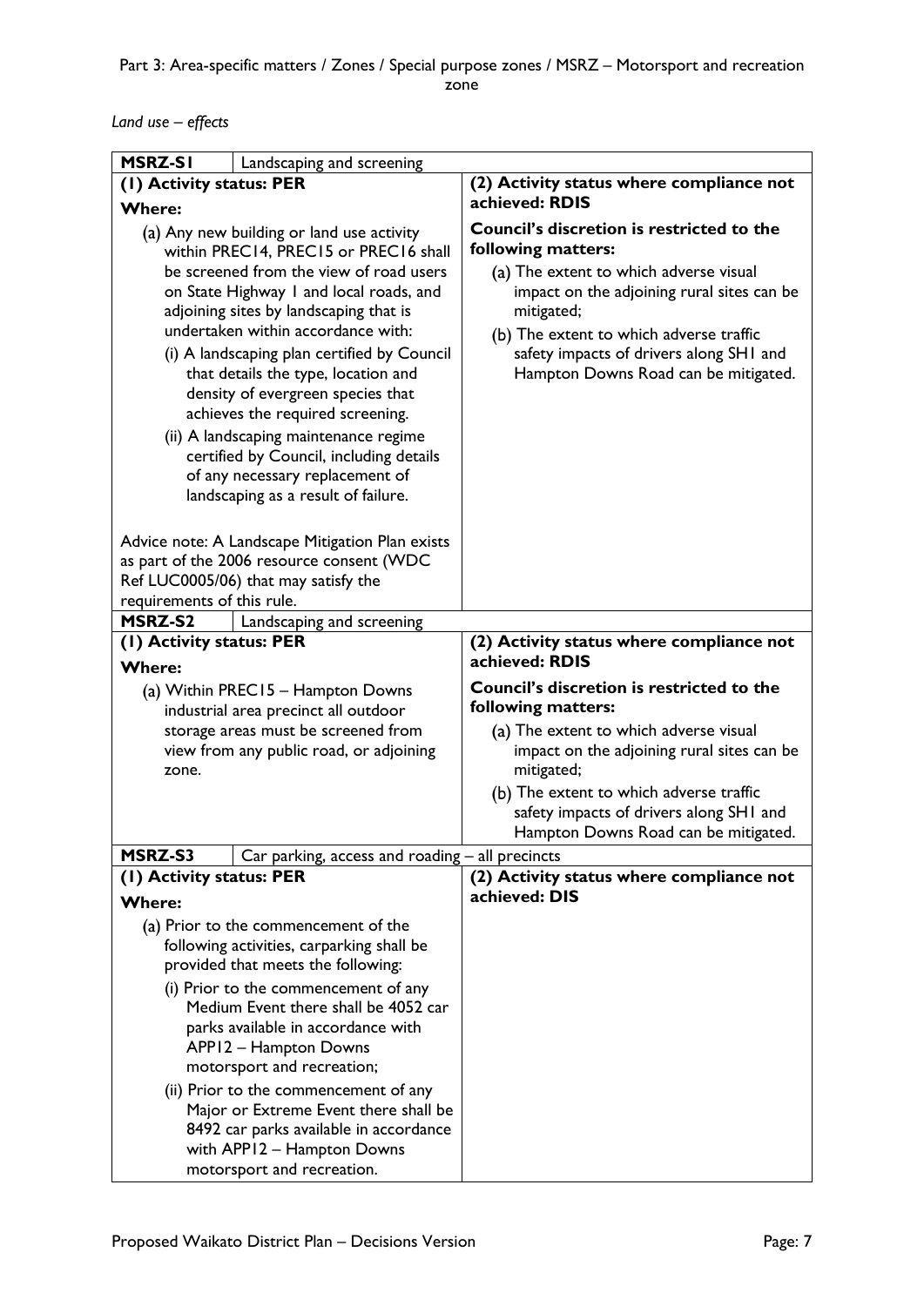*Land use – effects*

| **MSRZ-S1** | Landscaping and screening |
|---|---|
| **(1) Activity status: PER**<br>**Where:**<br>(a) Any new building or land use activity within PREC14, PREC15 or PREC16 shall be screened from the view of road users on State Highway 1 and local roads, and adjoining sites by landscaping that is undertaken within accordance with:<br>(i) A landscaping plan certified by Council that details the type, location and density of evergreen species that achieves the required screening.<br>(ii) A landscaping maintenance regime certified by Council, including details of any necessary replacement of landscaping as a result of failure.<br><br>Advice note: A Landscape Mitigation Plan exists as part of the 2006 resource consent (WDC Ref LUC0005/06) that may satisfy the requirements of this rule. | **(2) Activity status where compliance not achieved: RDIS**<br>**Council's discretion is restricted to the following matters:**<br>(a) The extent to which adverse visual impact on the adjoining rural sites can be mitigated;<br>(b) The extent to which adverse traffic safety impacts of drivers along SH1 and Hampton Downs Road can be mitigated. |
| **MSRZ-S2** | Landscaping and screening |
| **(1) Activity status: PER**<br>**Where:**<br>(a) Within PREC15 – Hampton Downs industrial area precinct all outdoor storage areas must be screened from view from any public road, or adjoining zone. | **(2) Activity status where compliance not achieved: RDIS**<br>**Council's discretion is restricted to the following matters:**<br>(a) The extent to which adverse visual impact on the adjoining rural sites can be mitigated;<br>(b) The extent to which adverse traffic safety impacts of drivers along SH1 and Hampton Downs Road can be mitigated. |
| **MSRZ-S3** | Car parking, access and roading – all precincts |
| **(1) Activity status: PER**<br>**Where:**<br>(a) Prior to the commencement of the following activities, carparking shall be provided that meets the following:<br>(i) Prior to the commencement of any Medium Event there shall be 4052 car parks available in accordance with APP12 – Hampton Downs motorsport and recreation;<br>(ii) Prior to the commencement of any Major or Extreme Event there shall be 8492 car parks available in accordance with APP12 – Hampton Downs motorsport and recreation. | **(2) Activity status where compliance not achieved: DIS** |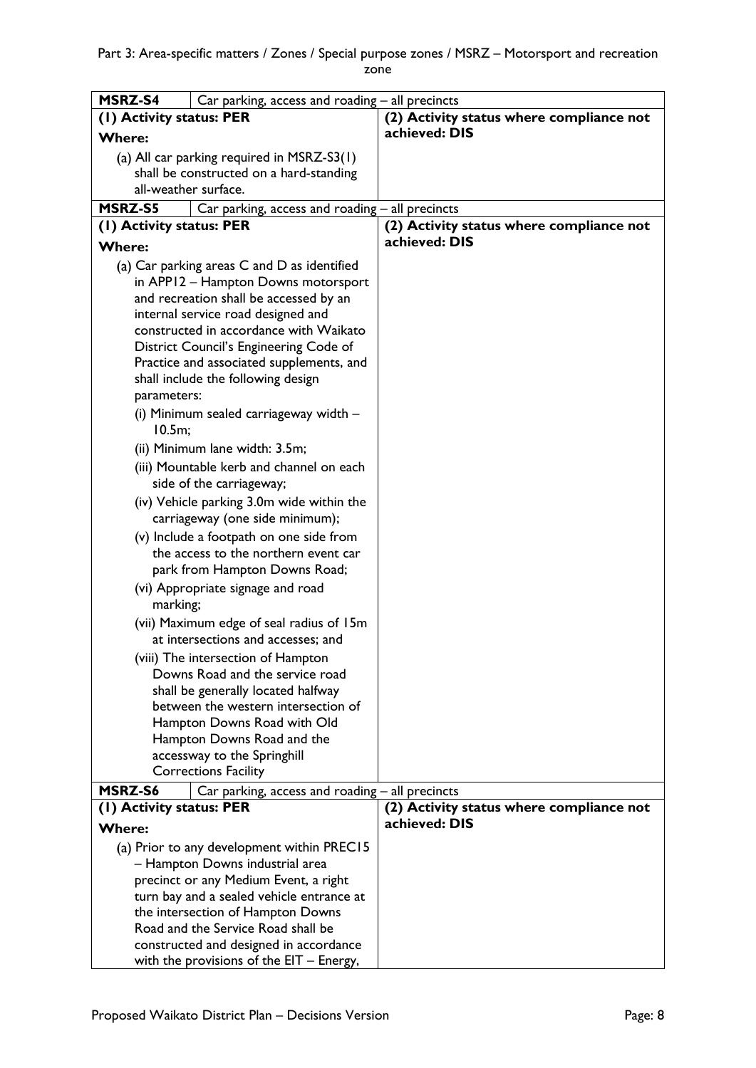| MSRZ-S4 | Car parking, access and roading – all precincts | |
|---|---|---|
| **(1) Activity status: PER**<br><br>**Where:**<br><br>(a) All car parking required in MSRZ-S3(1) shall be constructed on a hard-standing all-weather surface. | | **(2) Activity status where compliance not achieved: DIS** |
| **MSRZ-S5** | Car parking, access and roading – all precincts | |
| **(1) Activity status: PER**<br><br>**Where:**<br><br>(a) Car parking areas C and D as identified in APP12 – Hampton Downs motorsport and recreation shall be accessed by an internal service road designed and constructed in accordance with Waikato District Council's Engineering Code of Practice and associated supplements, and shall include the following design parameters:<br>(i) Minimum sealed carriageway width – 10.5m;<br>(ii) Minimum lane width: 3.5m;<br>(iii) Mountable kerb and channel on each side of the carriageway;<br>(iv) Vehicle parking 3.0m wide within the carriageway (one side minimum);<br>(v) Include a footpath on one side from the access to the northern event car park from Hampton Downs Road;<br>(vi) Appropriate signage and road marking;<br>(vii) Maximum edge of seal radius of 15m at intersections and accesses; and<br>(viii) The intersection of Hampton Downs Road and the service road shall be generally located halfway between the western intersection of Hampton Downs Road with Old Hampton Downs Road and the accessway to the Springhill Corrections Facility | | **(2) Activity status where compliance not achieved: DIS** |
| **MSRZ-S6** | Car parking, access and roading – all precincts | |
| **(1) Activity status: PER**<br><br>**Where:**<br><br>(a) Prior to any development within PREC15 – Hampton Downs industrial area precinct or any Medium Event, a right turn bay and a sealed vehicle entrance at the intersection of Hampton Downs Road and the Service Road shall be constructed and designed in accordance with the provisions of the EIT – Energy, | | **(2) Activity status where compliance not achieved: DIS** |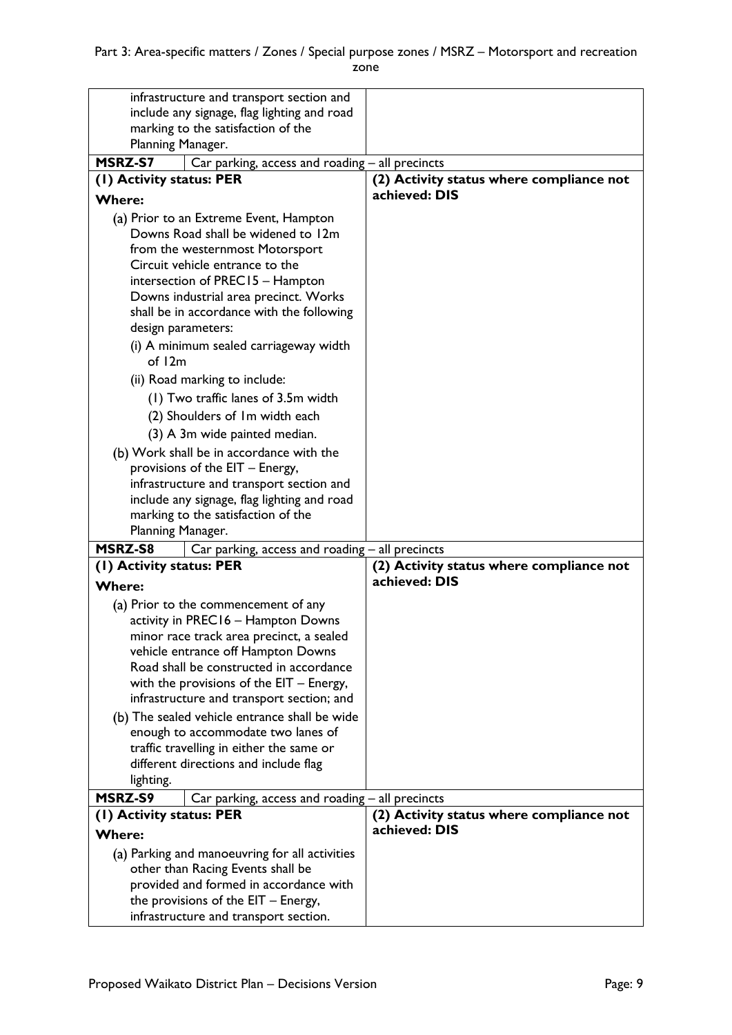| | |
|---|---|
| infrastructure and transport section and include any signage, flag lighting and road marking to the satisfaction of the Planning Manager. | |
| **MSRZ-S7** Car parking, access and roading – all precincts | |
| **(1) Activity status: PER**<br>**Where:**<br>(a) Prior to an Extreme Event, Hampton Downs Road shall be widened to 12m from the westernmost Motorsport Circuit vehicle entrance to the intersection of PREC15 – Hampton Downs industrial area precinct. Works shall be in accordance with the following design parameters:<br>(i) A minimum sealed carriageway width of 12m<br>(ii) Road marking to include:<br>(1) Two traffic lanes of 3.5m width<br>(2) Shoulders of 1m width each<br>(3) A 3m wide painted median.<br>(b) Work shall be in accordance with the provisions of the EIT – Energy, infrastructure and transport section and include any signage, flag lighting and road marking to the satisfaction of the Planning Manager. | **(2) Activity status where compliance not achieved: DIS** |
| **MSRZ-S8** Car parking, access and roading – all precincts | |
| **(1) Activity status: PER**<br>**Where:**<br>(a) Prior to the commencement of any activity in PREC16 – Hampton Downs minor race track area precinct, a sealed vehicle entrance off Hampton Downs Road shall be constructed in accordance with the provisions of the EIT – Energy, infrastructure and transport section; and<br>(b) The sealed vehicle entrance shall be wide enough to accommodate two lanes of traffic travelling in either the same or different directions and include flag lighting. | **(2) Activity status where compliance not achieved: DIS** |
| **MSRZ-S9** Car parking, access and roading – all precincts | |
| **(1) Activity status: PER**<br>**Where:**<br>(a) Parking and manoeuvring for all activities other than Racing Events shall be provided and formed in accordance with the provisions of the EIT – Energy, infrastructure and transport section. | **(2) Activity status where compliance not achieved: DIS** |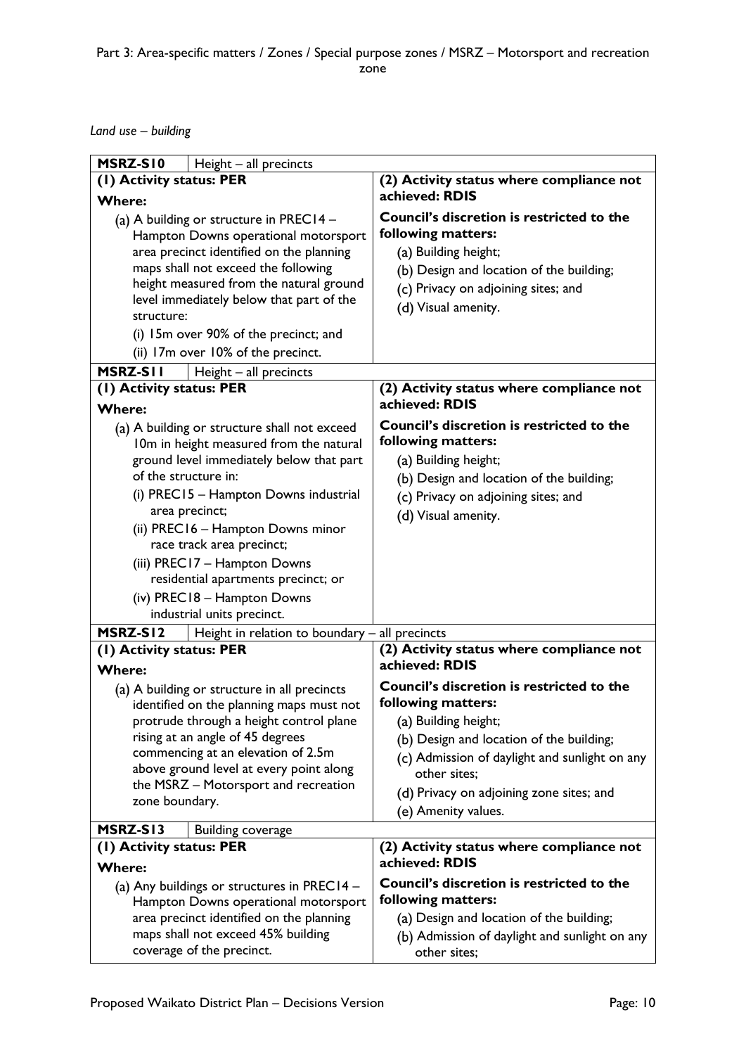*Land use – building*

| MSRZ-S10 | Height – all precincts |
|---|---|
| **(1) Activity status: PER**<br>**Where:**<br>(a) A building or structure in PREC14 – Hampton Downs operational motorsport area precinct identified on the planning maps shall not exceed the following height measured from the natural ground level immediately below that part of the structure:<br>(i) 15m over 90% of the precinct; and<br>(ii) 17m over 10% of the precinct. | **(2) Activity status where compliance not achieved: RDIS**<br>**Council's discretion is restricted to the following matters:**<br>(a) Building height;<br>(b) Design and location of the building;<br>(c) Privacy on adjoining sites; and<br>(d) Visual amenity. |
| **MSRZ-S11** | **Height – all precincts** |
| **(1) Activity status: PER**<br>**Where:**<br>(a) A building or structure shall not exceed 10m in height measured from the natural ground level immediately below that part of the structure in:<br>(i) PREC15 – Hampton Downs industrial area precinct;<br>(ii) PREC16 – Hampton Downs minor race track area precinct;<br>(iii) PREC17 – Hampton Downs residential apartments precinct; or<br>(iv) PREC18 – Hampton Downs industrial units precinct. | **(2) Activity status where compliance not achieved: RDIS**<br>**Council's discretion is restricted to the following matters:**<br>(a) Building height;<br>(b) Design and location of the building;<br>(c) Privacy on adjoining sites; and<br>(d) Visual amenity. |
| **MSRZ-S12** | **Height in relation to boundary – all precincts** |
| **(1) Activity status: PER**<br>**Where:**<br>(a) A building or structure in all precincts identified on the planning maps must not protrude through a height control plane rising at an angle of 45 degrees commencing at an elevation of 2.5m above ground level at every point along the MSRZ – Motorsport and recreation zone boundary. | **(2) Activity status where compliance not achieved: RDIS**<br>**Council's discretion is restricted to the following matters:**<br>(a) Building height;<br>(b) Design and location of the building;<br>(c) Admission of daylight and sunlight on any other sites;<br>(d) Privacy on adjoining zone sites; and<br>(e) Amenity values. |
| **MSRZ-S13** | **Building coverage** |
| **(1) Activity status: PER**<br>**Where:**<br>(a) Any buildings or structures in PREC14 – Hampton Downs operational motorsport area precinct identified on the planning maps shall not exceed 45% building coverage of the precinct. | **(2) Activity status where compliance not achieved: RDIS**<br>**Council's discretion is restricted to the following matters:**<br>(a) Design and location of the building;<br>(b) Admission of daylight and sunlight on any other sites; |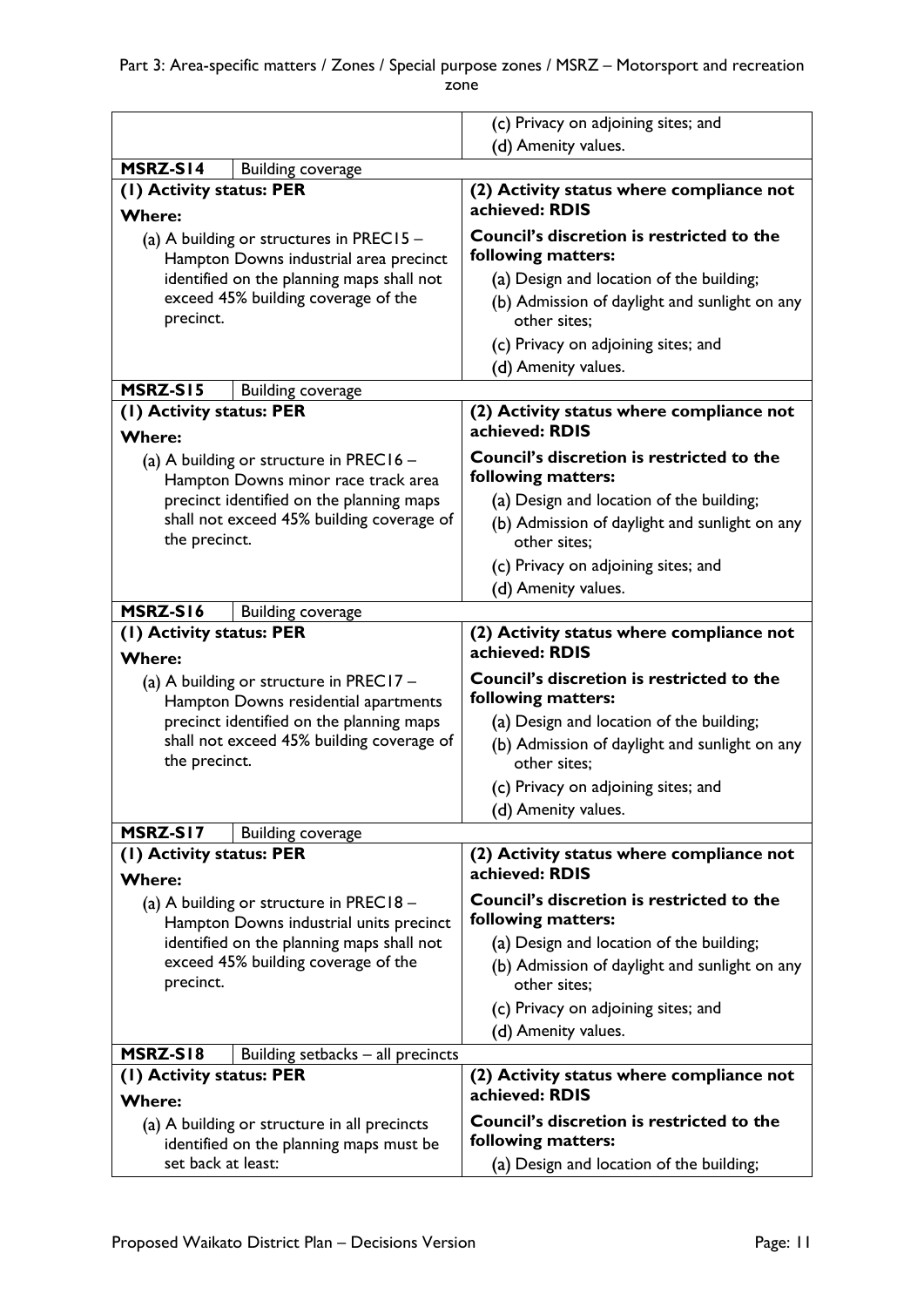| | |
|---|---|
| | (c) Privacy on adjoining sites; and<br>(d) Amenity values. |
| **MSRZ-S14** Building coverage | |
| **(1) Activity status: PER**<br>**Where:**<br>(a) A building or structures in PREC15 – Hampton Downs industrial area precinct identified on the planning maps shall not exceed 45% building coverage of the precinct. | **(2) Activity status where compliance not achieved: RDIS**<br>**Council's discretion is restricted to the following matters:**<br>(a) Design and location of the building;<br>(b) Admission of daylight and sunlight on any other sites;<br>(c) Privacy on adjoining sites; and<br>(d) Amenity values. |
| **MSRZ-S15** Building coverage | |
| **(1) Activity status: PER**<br>**Where:**<br>(a) A building or structure in PREC16 – Hampton Downs minor race track area precinct identified on the planning maps shall not exceed 45% building coverage of the precinct. | **(2) Activity status where compliance not achieved: RDIS**<br>**Council's discretion is restricted to the following matters:**<br>(a) Design and location of the building;<br>(b) Admission of daylight and sunlight on any other sites;<br>(c) Privacy on adjoining sites; and<br>(d) Amenity values. |
| **MSRZ-S16** Building coverage | |
| **(1) Activity status: PER**<br>**Where:**<br>(a) A building or structure in PREC17 – Hampton Downs residential apartments precinct identified on the planning maps shall not exceed 45% building coverage of the precinct. | **(2) Activity status where compliance not achieved: RDIS**<br>**Council's discretion is restricted to the following matters:**<br>(a) Design and location of the building;<br>(b) Admission of daylight and sunlight on any other sites;<br>(c) Privacy on adjoining sites; and<br>(d) Amenity values. |
| **MSRZ-S17** Building coverage | |
| **(1) Activity status: PER**<br>**Where:**<br>(a) A building or structure in PREC18 – Hampton Downs industrial units precinct identified on the planning maps shall not exceed 45% building coverage of the precinct. | **(2) Activity status where compliance not achieved: RDIS**<br>**Council's discretion is restricted to the following matters:**<br>(a) Design and location of the building;<br>(b) Admission of daylight and sunlight on any other sites;<br>(c) Privacy on adjoining sites; and<br>(d) Amenity values. |
| **MSRZ-S18** Building setbacks – all precincts | |
| **(1) Activity status: PER**<br>**Where:**<br>(a) A building or structure in all precincts identified on the planning maps must be set back at least: | **(2) Activity status where compliance not achieved: RDIS**<br>**Council's discretion is restricted to the following matters:**<br>(a) Design and location of the building; |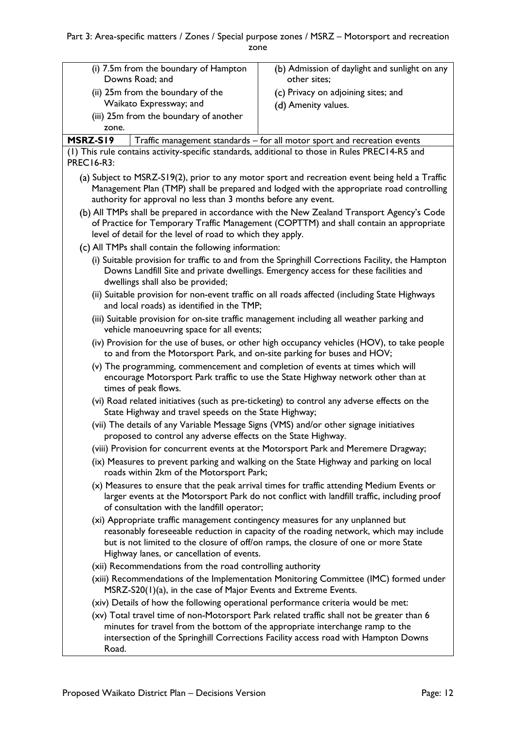| | |
|---|---|
| (i) 7.5m from the boundary of Hampton Downs Road; and<br>(ii) 25m from the boundary of the Waikato Expressway; and<br>(iii) 25m from the boundary of another zone. | (b) Admission of daylight and sunlight on any other sites;<br>(c) Privacy on adjoining sites; and<br>(d) Amenity values. |
| **MSRZ-S19** | Traffic management standards – for all motor sport and recreation events |

(1) This rule contains activity-specific standards, additional to those in Rules PREC14-R5 and PREC16-R3:

(a) Subject to MSRZ-S19(2), prior to any motor sport and recreation event being held a Traffic Management Plan (TMP) shall be prepared and lodged with the appropriate road controlling authority for approval no less than 3 months before any event.

(b) All TMPs shall be prepared in accordance with the New Zealand Transport Agency's Code of Practice for Temporary Traffic Management (COPTTM) and shall contain an appropriate level of detail for the level of road to which they apply.

(c) All TMPs shall contain the following information:

(i) Suitable provision for traffic to and from the Springhill Corrections Facility, the Hampton Downs Landfill Site and private dwellings. Emergency access for these facilities and dwellings shall also be provided;

(ii) Suitable provision for non-event traffic on all roads affected (including State Highways and local roads) as identified in the TMP;

(iii) Suitable provision for on-site traffic management including all weather parking and vehicle manoeuvring space for all events;

(iv) Provision for the use of buses, or other high occupancy vehicles (HOV), to take people to and from the Motorsport Park, and on-site parking for buses and HOV;

(v) The programming, commencement and completion of events at times which will encourage Motorsport Park traffic to use the State Highway network other than at times of peak flows.

(vi) Road related initiatives (such as pre-ticketing) to control any adverse effects on the State Highway and travel speeds on the State Highway;

(vii) The details of any Variable Message Signs (VMS) and/or other signage initiatives proposed to control any adverse effects on the State Highway.

(viii) Provision for concurrent events at the Motorsport Park and Meremere Dragway;

(ix) Measures to prevent parking and walking on the State Highway and parking on local roads within 2km of the Motorsport Park;

(x) Measures to ensure that the peak arrival times for traffic attending Medium Events or larger events at the Motorsport Park do not conflict with landfill traffic, including proof of consultation with the landfill operator;

(xi) Appropriate traffic management contingency measures for any unplanned but reasonably foreseeable reduction in capacity of the roading network, which may include but is not limited to the closure of off/on ramps, the closure of one or more State Highway lanes, or cancellation of events.

(xii) Recommendations from the road controlling authority

(xiii) Recommendations of the Implementation Monitoring Committee (IMC) formed under MSRZ-S20(1)(a), in the case of Major Events and Extreme Events.

(xiv) Details of how the following operational performance criteria would be met:

(xv) Total travel time of non-Motorsport Park related traffic shall not be greater than 6 minutes for travel from the bottom of the appropriate interchange ramp to the intersection of the Springhill Corrections Facility access road with Hampton Downs Road.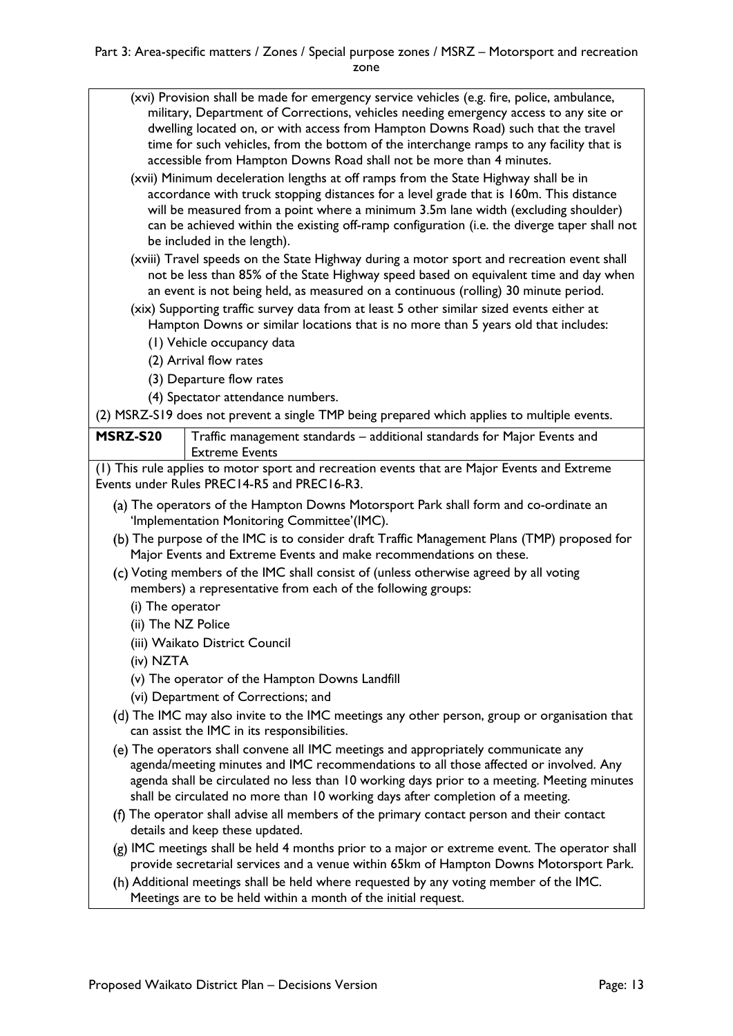(xvi) Provision shall be made for emergency service vehicles (e.g. fire, police, ambulance, military, Department of Corrections, vehicles needing emergency access to any site or dwelling located on, or with access from Hampton Downs Road) such that the travel time for such vehicles, from the bottom of the interchange ramps to any facility that is accessible from Hampton Downs Road shall not be more than 4 minutes.

(xvii) Minimum deceleration lengths at off ramps from the State Highway shall be in accordance with truck stopping distances for a level grade that is 160m. This distance will be measured from a point where a minimum 3.5m lane width (excluding shoulder) can be achieved within the existing off-ramp configuration (i.e. the diverge taper shall not be included in the length).

(xviii) Travel speeds on the State Highway during a motor sport and recreation event shall not be less than 85% of the State Highway speed based on equivalent time and day when an event is not being held, as measured on a continuous (rolling) 30 minute period.

(xix) Supporting traffic survey data from at least 5 other similar sized events either at Hampton Downs or similar locations that is no more than 5 years old that includes:

(1) Vehicle occupancy data

(2) Arrival flow rates

(3) Departure flow rates

(4) Spectator attendance numbers.

(2) MSRZ-S19 does not prevent a single TMP being prepared which applies to multiple events.

| **MSRZ-S20** | Traffic management standards – additional standards for Major Events and Extreme Events |
|---|---|

(1) This rule applies to motor sport and recreation events that are Major Events and Extreme Events under Rules PREC14-R5 and PREC16-R3.

(a) The operators of the Hampton Downs Motorsport Park shall form and co-ordinate an 'Implementation Monitoring Committee'(IMC).

(b) The purpose of the IMC is to consider draft Traffic Management Plans (TMP) proposed for Major Events and Extreme Events and make recommendations on these.

(c) Voting members of the IMC shall consist of (unless otherwise agreed by all voting members) a representative from each of the following groups:

(i) The operator

(ii) The NZ Police

(iii) Waikato District Council

(iv) NZTA

(v) The operator of the Hampton Downs Landfill

(vi) Department of Corrections; and

(d) The IMC may also invite to the IMC meetings any other person, group or organisation that can assist the IMC in its responsibilities.

(e) The operators shall convene all IMC meetings and appropriately communicate any agenda/meeting minutes and IMC recommendations to all those affected or involved. Any agenda shall be circulated no less than 10 working days prior to a meeting. Meeting minutes shall be circulated no more than 10 working days after completion of a meeting.

(f) The operator shall advise all members of the primary contact person and their contact details and keep these updated.

(g) IMC meetings shall be held 4 months prior to a major or extreme event. The operator shall provide secretarial services and a venue within 65km of Hampton Downs Motorsport Park.

(h) Additional meetings shall be held where requested by any voting member of the IMC. Meetings are to be held within a month of the initial request.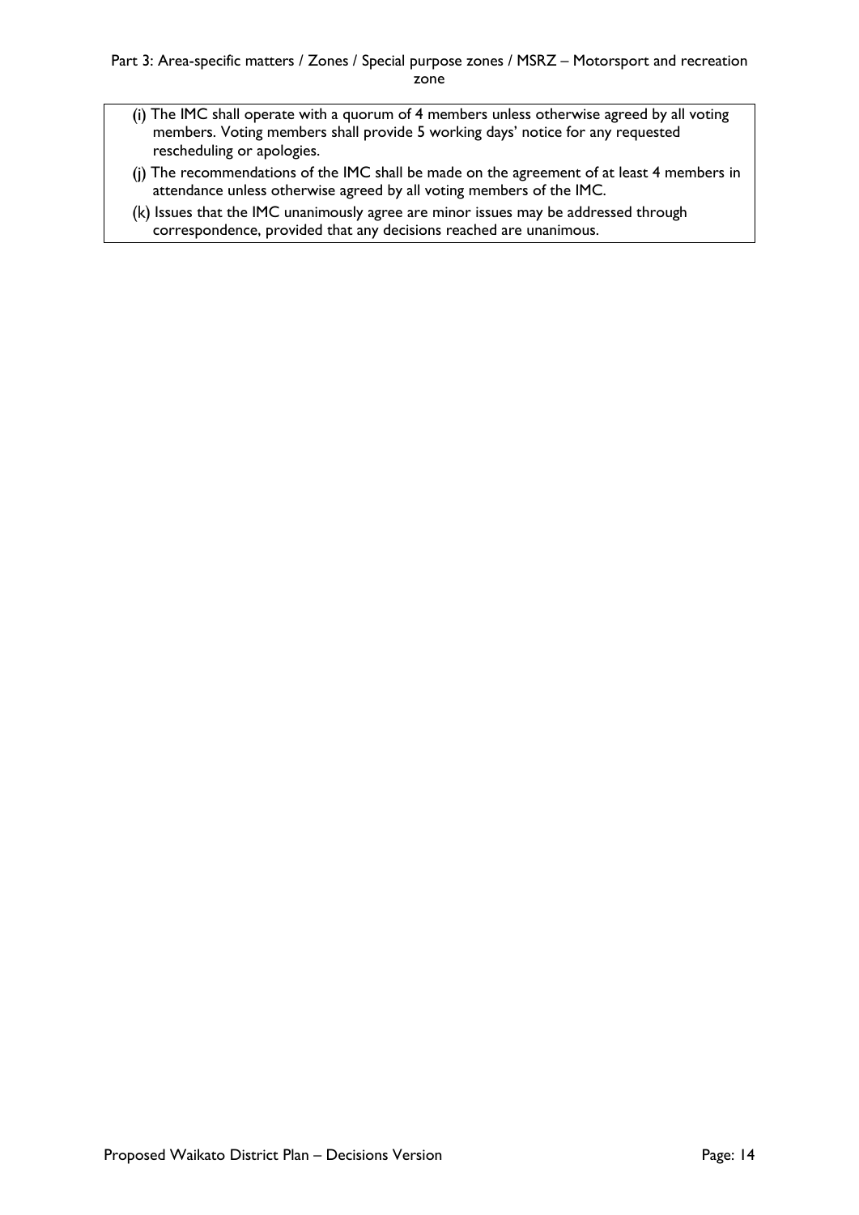(i) The IMC shall operate with a quorum of 4 members unless otherwise agreed by all voting members. Voting members shall provide 5 working days' notice for any requested rescheduling or apologies.

(j) The recommendations of the IMC shall be made on the agreement of at least 4 members in attendance unless otherwise agreed by all voting members of the IMC.

(k) Issues that the IMC unanimously agree are minor issues may be addressed through correspondence, provided that any decisions reached are unanimous.